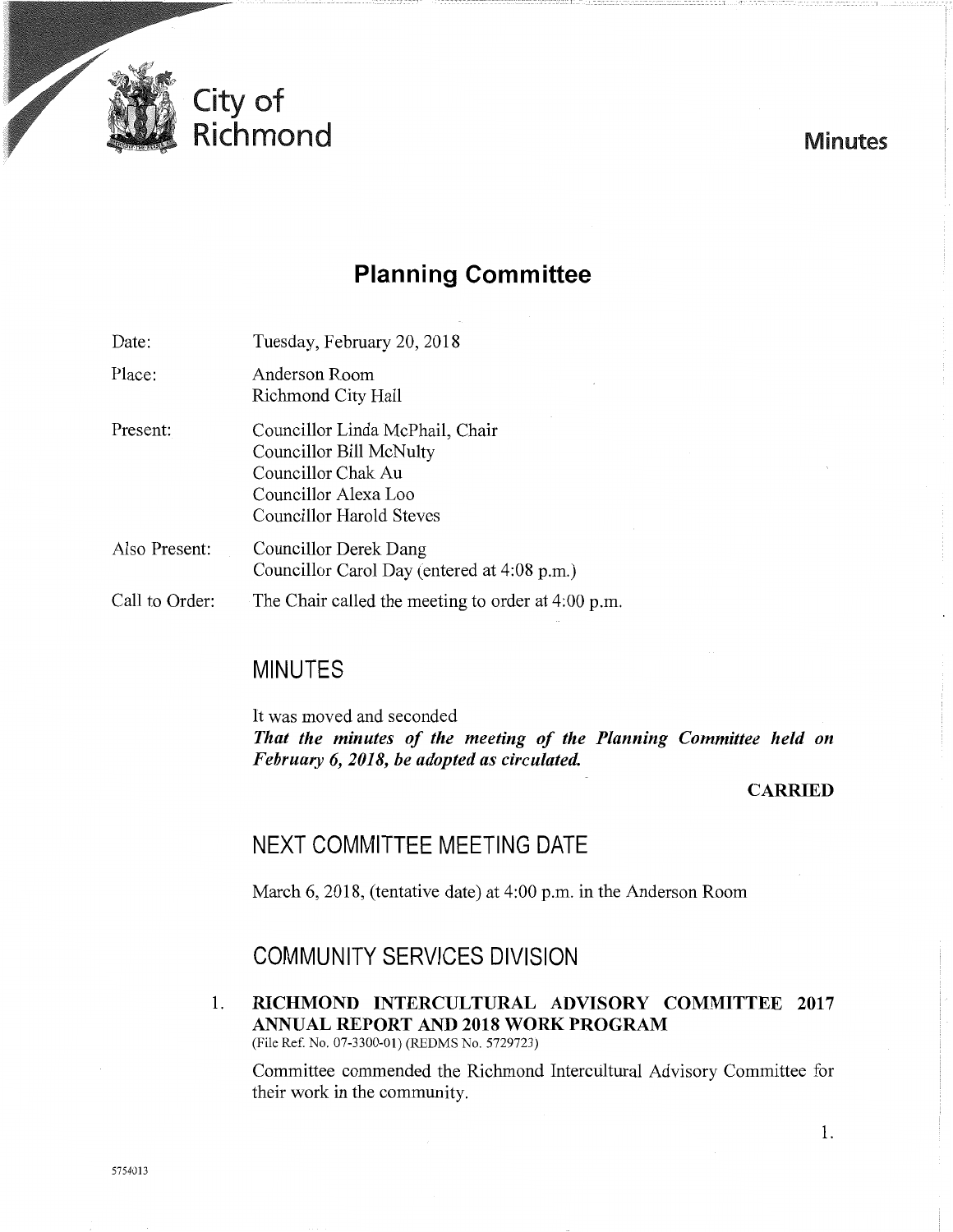# City of Richmond

**Minutes**

## Planning Committee

| | |
|---|---|
| Date: | Tuesday, February 20, 2018 |
| Place: | Anderson Room<br>Richmond City Hall |
| Present: | Councillor Linda McPhail, Chair<br>Councillor Bill McNulty<br>Councillor Chak Au<br>Councillor Alexa Loo<br>Councillor Harold Steves |
| Also Present: | Councillor Derek Dang<br>Councillor Carol Day (entered at 4:08 p.m.) |
| Call to Order: | The Chair called the meeting to order at 4:00 p.m. |

## MINUTES

It was moved and seconded
***That the minutes of the meeting of the Planning Committee held on February 6, 2018, be adopted as circulated.***

**CARRIED**

## NEXT COMMITTEE MEETING DATE

March 6, 2018, (tentative date) at 4:00 p.m. in the Anderson Room

## COMMUNITY SERVICES DIVISION

1. **RICHMOND INTERCULTURAL ADVISORY COMMITTEE 2017 ANNUAL REPORT AND 2018 WORK PROGRAM**
(File Ref. No. 07-3300-01) (REDMS No. 5729723)

Committee commended the Richmond Intercultural Advisory Committee for their work in the community.

5754013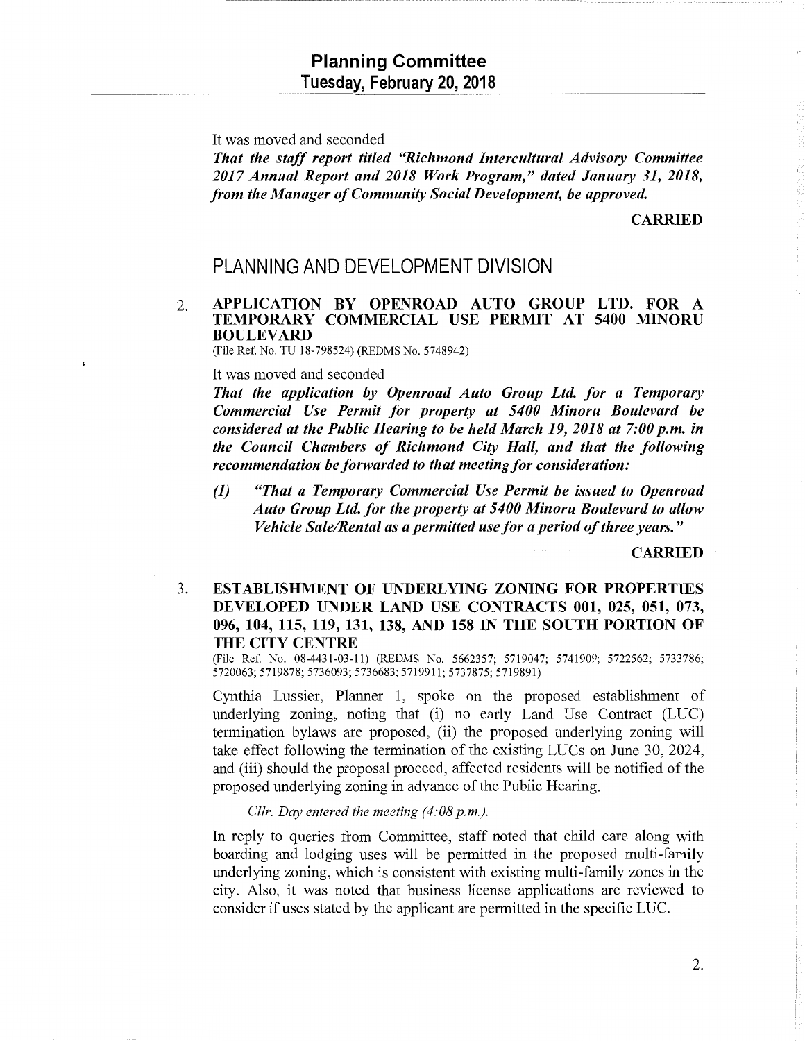It was moved and seconded

*That the staff report titled "Richmond Intercultural Advisory Committee 2017 Annual Report and 2018 Work Program," dated January 31, 2018, from the Manager of Community Social Development, be approved.*

**CARRIED**

## PLANNING AND DEVELOPMENT DIVISION

2. **APPLICATION BY OPENROAD AUTO GROUP LTD. FOR A TEMPORARY COMMERCIAL USE PERMIT AT 5400 MINORU BOULEVARD**

   (File Ref. No. TU 18-798524) (REDMS No. 5748942)

   It was moved and seconded

   *That the application by Openroad Auto Group Ltd. for a Temporary Commercial Use Permit for property at 5400 Minoru Boulevard be considered at the Public Hearing to be held March 19, 2018 at 7:00 p.m. in the Council Chambers of Richmond City Hall, and that the following recommendation be forwarded to that meeting for consideration:*

   *(1) "That a Temporary Commercial Use Permit be issued to Openroad Auto Group Ltd. for the property at 5400 Minoru Boulevard to allow Vehicle Sale/Rental as a permitted use for a period of three years."*

   **CARRIED**

3. **ESTABLISHMENT OF UNDERLYING ZONING FOR PROPERTIES DEVELOPED UNDER LAND USE CONTRACTS 001, 025, 051, 073, 096, 104, 115, 119, 131, 138, AND 158 IN THE SOUTH PORTION OF THE CITY CENTRE**

   (File Ref. No. 08-4431-03-11) (REDMS No. 5662357; 5719047; 5741909; 5722562; 5733786; 5720063; 5719878; 5736093; 5736683; 5719911; 5737875; 5719891)

   Cynthia Lussier, Planner 1, spoke on the proposed establishment of underlying zoning, noting that (i) no early Land Use Contract (LUC) termination bylaws are proposed, (ii) the proposed underlying zoning will take effect following the termination of the existing LUCs on June 30, 2024, and (iii) should the proposal proceed, affected residents will be notified of the proposed underlying zoning in advance of the Public Hearing.

   *Cllr. Day entered the meeting (4:08 p.m.).*

   In reply to queries from Committee, staff noted that child care along with boarding and lodging uses will be permitted in the proposed multi-family underlying zoning, which is consistent with existing multi-family zones in the city. Also, it was noted that business license applications are reviewed to consider if uses stated by the applicant are permitted in the specific LUC.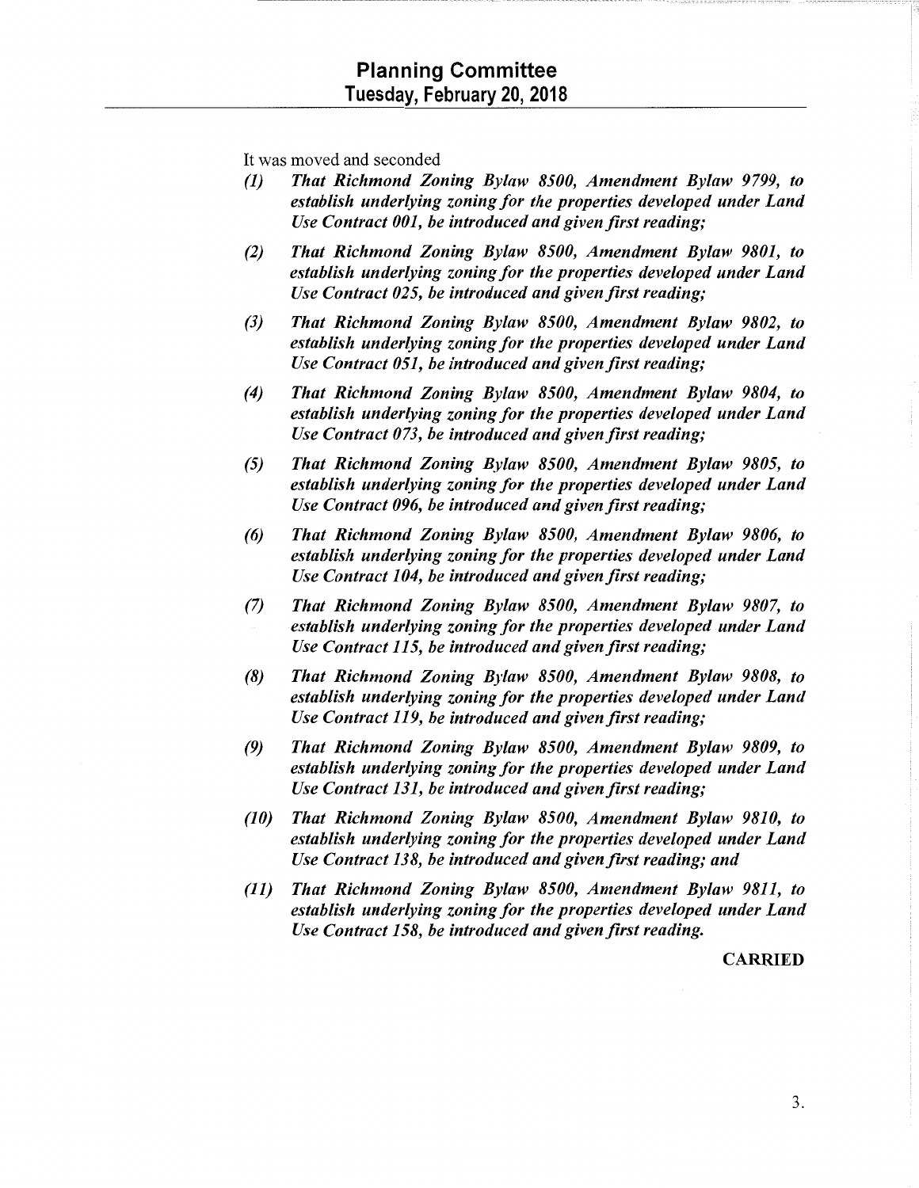It was moved and seconded

*(1) That Richmond Zoning Bylaw 8500, Amendment Bylaw 9799, to establish underlying zoning for the properties developed under Land Use Contract 001, be introduced and given first reading;*

*(2) That Richmond Zoning Bylaw 8500, Amendment Bylaw 9801, to establish underlying zoning for the properties developed under Land Use Contract 025, be introduced and given first reading;*

*(3) That Richmond Zoning Bylaw 8500, Amendment Bylaw 9802, to establish underlying zoning for the properties developed under Land Use Contract 051, be introduced and given first reading;*

*(4) That Richmond Zoning Bylaw 8500, Amendment Bylaw 9804, to establish underlying zoning for the properties developed under Land Use Contract 073, be introduced and given first reading;*

*(5) That Richmond Zoning Bylaw 8500, Amendment Bylaw 9805, to establish underlying zoning for the properties developed under Land Use Contract 096, be introduced and given first reading;*

*(6) That Richmond Zoning Bylaw 8500, Amendment Bylaw 9806, to establish underlying zoning for the properties developed under Land Use Contract 104, be introduced and given first reading;*

*(7) That Richmond Zoning Bylaw 8500, Amendment Bylaw 9807, to establish underlying zoning for the properties developed under Land Use Contract 115, be introduced and given first reading;*

*(8) That Richmond Zoning Bylaw 8500, Amendment Bylaw 9808, to establish underlying zoning for the properties developed under Land Use Contract 119, be introduced and given first reading;*

*(9) That Richmond Zoning Bylaw 8500, Amendment Bylaw 9809, to establish underlying zoning for the properties developed under Land Use Contract 131, be introduced and given first reading;*

*(10) That Richmond Zoning Bylaw 8500, Amendment Bylaw 9810, to establish underlying zoning for the properties developed under Land Use Contract 138, be introduced and given first reading; and*

*(11) That Richmond Zoning Bylaw 8500, Amendment Bylaw 9811, to establish underlying zoning for the properties developed under Land Use Contract 158, be introduced and given first reading.*

**CARRIED**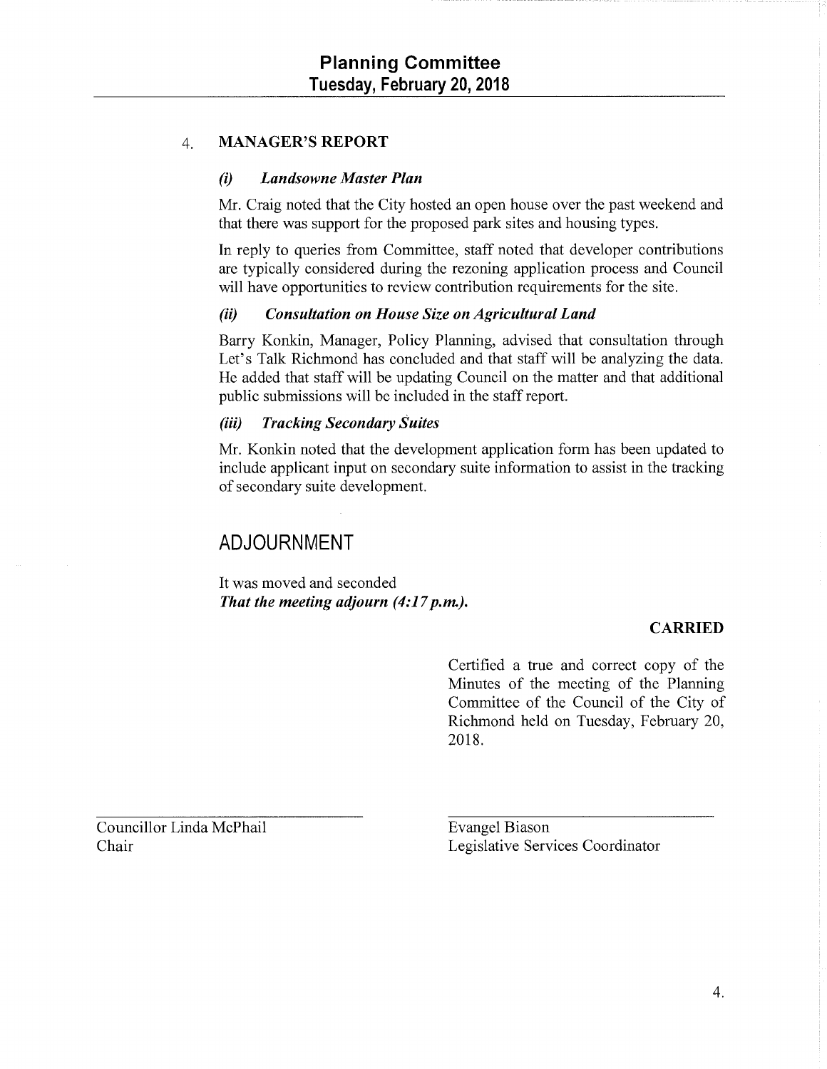## 4. MANAGER'S REPORT

### *(i) Landsowne Master Plan*

Mr. Craig noted that the City hosted an open house over the past weekend and that there was support for the proposed park sites and housing types.

In reply to queries from Committee, staff noted that developer contributions are typically considered during the rezoning application process and Council will have opportunities to review contribution requirements for the site.

### *(ii) Consultation on House Size on Agricultural Land*

Barry Konkin, Manager, Policy Planning, advised that consultation through Let's Talk Richmond has concluded and that staff will be analyzing the data. He added that staff will be updating Council on the matter and that additional public submissions will be included in the staff report.

### *(iii) Tracking Secondary Suites*

Mr. Konkin noted that the development application form has been updated to include applicant input on secondary suite information to assist in the tracking of secondary suite development.

# ADJOURNMENT

It was moved and seconded
***That the meeting adjourn (4:17 p.m.).***

**CARRIED**

Certified a true and correct copy of the Minutes of the meeting of the Planning Committee of the Council of the City of Richmond held on Tuesday, February 20, 2018.

Councillor Linda McPhail
Chair

Evangel Biason
Legislative Services Coordinator